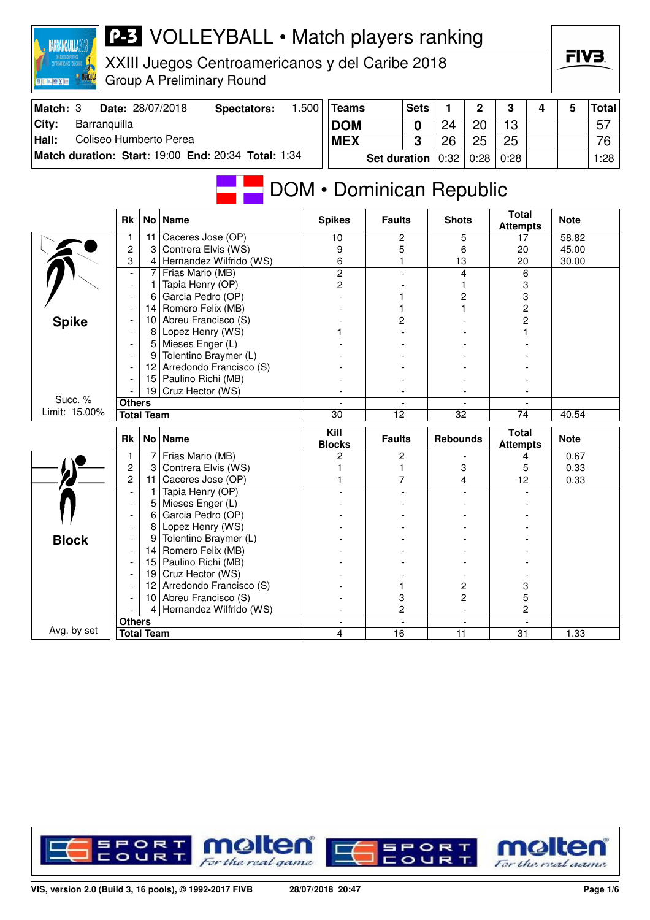# P-3 VOLLEYBALL • Match players ranking

## XXIII Juegos Centroamericanos y del Caribe 2018

Group A Preliminary Round

| Match: 3 | Date: 28/07/2018 | Spectators: | 1.500 |
|---|---|---|---|
| City: | Barranquilla | | |
| Hall: | Coliseo Humberto Perea | | |
| Match duration: | Start: 19:00 | End: 20:34 | Total: 1:34 |

| Teams | Sets | 1 | 2 | 3 | 4 | 5 | Total |
|---|---|---|---|---|---|---|---|
| DOM | 0 | 24 | 20 | 13 | | | 57 |
| MEX | 3 | 26 | 25 | 25 | | | 76 |
| Set duration | | 0:32 | 0:28 | 0:28 | | | 1:28 |

## DOM • Dominican Republic

### Spike

Succ. % Limit: 15.00%

| Rk | No | Name | Spikes | Faults | Shots | Total Attempts | Note |
|---|---|---|---|---|---|---|---|
| 1 | 11 | Caceres Jose (OP) | 10 | 2 | 5 | 17 | 58.82 |
| 2 | 3 | Contrera Elvis (WS) | 9 | 5 | 6 | 20 | 45.00 |
| 3 | 4 | Hernandez Wilfrido (WS) | 6 | 1 | 13 | 20 | 30.00 |
| - | 7 | Frias Mario (MB) | 2 | - | 4 | 6 | |
| - | 1 | Tapia Henry (OP) | 2 | - | 1 | 3 | |
| - | 6 | Garcia Pedro (OP) | - | 1 | 2 | 3 | |
| - | 14 | Romero Felix (MB) | - | 1 | 1 | 2 | |
| - | 10 | Abreu Francisco (S) | - | 2 | - | 2 | |
| - | 8 | Lopez Henry (WS) | 1 | - | - | 1 | |
| - | 5 | Mieses Enger (L) | - | - | - | - | |
| - | 9 | Tolentino Braymer (L) | - | - | - | - | |
| - | 12 | Arredondo Francisco (S) | - | - | - | - | |
| - | 15 | Paulino Richi (MB) | - | - | - | - | |
| - | 19 | Cruz Hector (WS) | - | - | - | - | |
| Others | | | - | - | - | - | |
| Total Team | | | 30 | 12 | 32 | 74 | 40.54 |

### Block

Avg. by set

| Rk | No | Name | Kill Blocks | Faults | Rebounds | Total Attempts | Note |
|---|---|---|---|---|---|---|---|
| 1 | 7 | Frias Mario (MB) | 2 | 2 | - | 4 | 0.67 |
| 2 | 3 | Contrera Elvis (WS) | 1 | 1 | 3 | 5 | 0.33 |
| 2 | 11 | Caceres Jose (OP) | 1 | 7 | 4 | 12 | 0.33 |
| - | 1 | Tapia Henry (OP) | - | - | - | - | |
| - | 5 | Mieses Enger (L) | - | - | - | - | |
| - | 6 | Garcia Pedro (OP) | - | - | - | - | |
| - | 8 | Lopez Henry (WS) | - | - | - | - | |
| - | 9 | Tolentino Braymer (L) | - | - | - | - | |
| - | 14 | Romero Felix (MB) | - | - | - | - | |
| - | 15 | Paulino Richi (MB) | - | - | - | - | |
| - | 19 | Cruz Hector (WS) | - | - | - | - | |
| - | 12 | Arredondo Francisco (S) | - | 1 | 2 | 3 | |
| - | 10 | Abreu Francisco (S) | - | 3 | 2 | 5 | |
| - | 4 | Hernandez Wilfrido (WS) | - | 2 | - | 2 | |
| Others | | | - | - | - | - | |
| Total Team | | | 4 | 16 | 11 | 31 | 1.33 |

VIS, version 2.0 (Build 3, 16 pools), © 1992-2017 FIVB 28/07/2018 20:47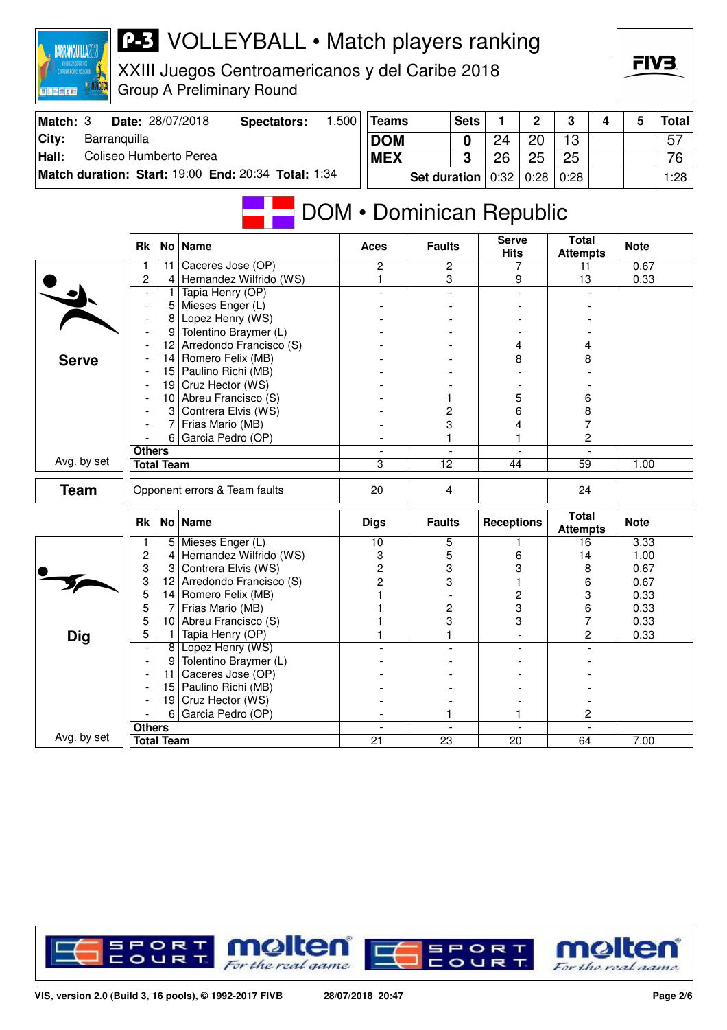# P-3 VOLLEYBALL • Match players ranking

## XXIII Juegos Centroamericanos y del Caribe 2018
Group A Preliminary Round

| Match: 3 | Date: 28/07/2018 | Spectators: | 1.500 |
|---|---|---|---|
| City: | Barranquilla | | |
| Hall: | Coliseo Humberto Perea | | |
| Match duration: | Start: 19:00 | End: 20:34 | Total: 1:34 |

| Teams | Sets | 1 | 2 | 3 | 4 | 5 | Total |
|---|---|---|---|---|---|---|---|
| DOM | 0 | 24 | 20 | 13 | | | 57 |
| MEX | 3 | 26 | 25 | 25 | | | 76 |
| Set duration | | 0:32 | 0:28 | 0:28 | | | 1:28 |

## DOM • Dominican Republic

### Serve

| Rk | No | Name | Aces | Faults | Serve Hits | Total Attempts | Note |
|---|---|---|---|---|---|---|---|
| 1 | 11 | Caceres Jose (OP) | 2 | 2 | 7 | 11 | 0.67 |
| 2 | 4 | Hernandez Wilfrido (WS) | 1 | 3 | 9 | 13 | 0.33 |
| - | 1 | Tapia Henry (OP) | - | - | - | - | |
| - | 5 | Mieses Enger (L) | - | - | - | - | |
| - | 8 | Lopez Henry (WS) | - | - | - | - | |
| - | 9 | Tolentino Braymer (L) | - | - | - | - | |
| - | 12 | Arredondo Francisco (S) | - | - | 4 | 4 | |
| - | 14 | Romero Felix (MB) | - | - | 8 | 8 | |
| - | 15 | Paulino Richi (MB) | - | - | - | - | |
| - | 19 | Cruz Hector (WS) | - | - | - | - | |
| - | 10 | Abreu Francisco (S) | - | 1 | 5 | 6 | |
| - | 3 | Contrera Elvis (WS) | - | 2 | 6 | 8 | |
| - | 7 | Frias Mario (MB) | - | 3 | 4 | 7 | |
| - | 6 | Garcia Pedro (OP) | - | 1 | 1 | 2 | |
| Others | | | - | - | - | - | |
| Total Team | | | 3 | 12 | 44 | 59 | 1.00 |

Avg. by set

### Team

| | | | | | |
|---|---|---|---|---|---|
| Opponent errors & Team faults | 20 | 4 | | 24 | |

### Dig

| Rk | No | Name | Digs | Faults | Receptions | Total Attempts | Note |
|---|---|---|---|---|---|---|---|
| 1 | 5 | Mieses Enger (L) | 10 | 5 | 1 | 16 | 3.33 |
| 2 | 4 | Hernandez Wilfrido (WS) | 3 | 5 | 6 | 14 | 1.00 |
| 3 | 3 | Contrera Elvis (WS) | 2 | 3 | 3 | 8 | 0.67 |
| 3 | 12 | Arredondo Francisco (S) | 2 | 3 | 1 | 6 | 0.67 |
| 5 | 14 | Romero Felix (MB) | 1 | - | 2 | 3 | 0.33 |
| 5 | 7 | Frias Mario (MB) | 1 | 2 | 3 | 6 | 0.33 |
| 5 | 10 | Abreu Francisco (S) | 1 | 3 | 3 | 7 | 0.33 |
| 5 | 1 | Tapia Henry (OP) | 1 | 1 | - | 2 | 0.33 |
| - | 8 | Lopez Henry (WS) | - | - | - | - | |
| - | 9 | Tolentino Braymer (L) | - | - | - | - | |
| - | 11 | Caceres Jose (OP) | - | - | - | - | |
| - | 15 | Paulino Richi (MB) | - | - | - | - | |
| - | 19 | Cruz Hector (WS) | - | - | - | - | |
| - | 6 | Garcia Pedro (OP) | - | 1 | 1 | 2 | |
| Others | | | - | - | - | - | |
| Total Team | | | 21 | 23 | 20 | 64 | 7.00 |

Avg. by set

VIS, version 2.0 (Build 3, 16 pools), © 1992-2017 FIVB 28/07/2018 20:47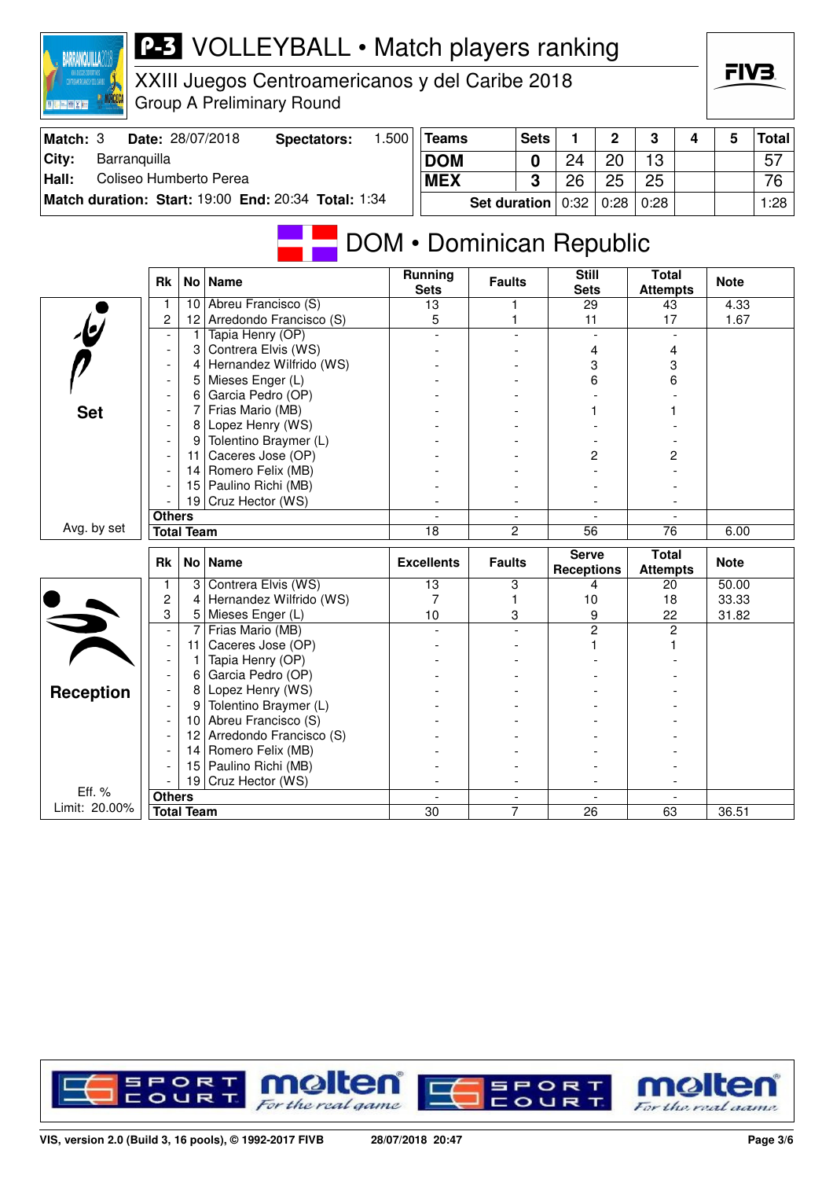# P-3 VOLLEYBALL • Match players ranking

XXIII Juegos Centroamericanos y del Caribe 2018
Group A Preliminary Round

| Match: 3 | Date: 28/07/2018 | Spectators: | 1.500 |
|---|---|---|---|
| City: | Barranquilla | | |
| Hall: | Coliseo Humberto Perea | | |
| Match duration: Start: 19:00 | End: 20:34 | Total: 1:34 | |

| Teams | Sets | 1 | 2 | 3 | 4 | 5 | Total |
|---|---|---|---|---|---|---|---|
| DOM | 0 | 24 | 20 | 13 | | | 57 |
| MEX | 3 | 26 | 25 | 25 | | | 76 |
| Set duration | | 0:32 | 0:28 | 0:28 | | | 1:28 |

## DOM • Dominican Republic

### Set

| Rk | No | Name | Running Sets | Faults | Still Sets | Total Attempts | Note |
|---|---|---|---|---|---|---|---|
| 1 | 10 | Abreu Francisco (S) | 13 | 1 | 29 | 43 | 4.33 |
| 2 | 12 | Arredondo Francisco (S) | 5 | 1 | 11 | 17 | 1.67 |
| - | 1 | Tapia Henry (OP) | - | - | - | - | |
| - | 3 | Contrera Elvis (WS) | - | - | 4 | 4 | |
| - | 4 | Hernandez Wilfrido (WS) | - | - | 3 | 3 | |
| - | 5 | Mieses Enger (L) | - | - | 6 | 6 | |
| - | 6 | Garcia Pedro (OP) | - | - | - | - | |
| - | 7 | Frias Mario (MB) | - | - | 1 | 1 | |
| - | 8 | Lopez Henry (WS) | - | - | - | - | |
| - | 9 | Tolentino Braymer (L) | - | - | - | - | |
| - | 11 | Caceres Jose (OP) | - | - | 2 | 2 | |
| - | 14 | Romero Felix (MB) | - | - | - | - | |
| - | 15 | Paulino Richi (MB) | - | - | - | - | |
| - | 19 | Cruz Hector (WS) | - | - | - | - | |
| Others | | | - | - | - | - | |
| Total Team | | | 18 | 2 | 56 | 76 | 6.00 |

Avg. by set

### Reception

| Rk | No | Name | Excellents | Faults | Serve Receptions | Total Attempts | Note |
|---|---|---|---|---|---|---|---|
| 1 | 3 | Contrera Elvis (WS) | 13 | 3 | 4 | 20 | 50.00 |
| 2 | 4 | Hernandez Wilfrido (WS) | 7 | 1 | 10 | 18 | 33.33 |
| 3 | 5 | Mieses Enger (L) | 10 | 3 | 9 | 22 | 31.82 |
| - | 7 | Frias Mario (MB) | - | - | 2 | 2 | |
| - | 11 | Caceres Jose (OP) | - | - | 1 | 1 | |
| - | 1 | Tapia Henry (OP) | - | - | - | - | |
| - | 6 | Garcia Pedro (OP) | - | - | - | - | |
| - | 8 | Lopez Henry (WS) | - | - | - | - | |
| - | 9 | Tolentino Braymer (L) | - | - | - | - | |
| - | 10 | Abreu Francisco (S) | - | - | - | - | |
| - | 12 | Arredondo Francisco (S) | - | - | - | - | |
| - | 14 | Romero Felix (MB) | - | - | - | - | |
| - | 15 | Paulino Richi (MB) | - | - | - | - | |
| - | 19 | Cruz Hector (WS) | - | - | - | - | |
| Others | | | - | - | - | - | |
| Total Team | | | 30 | 7 | 26 | 63 | 36.51 |

Eff. %
Limit: 20.00%

VIS, version 2.0 (Build 3, 16 pools), © 1992-2017 FIVB 28/07/2018 20:47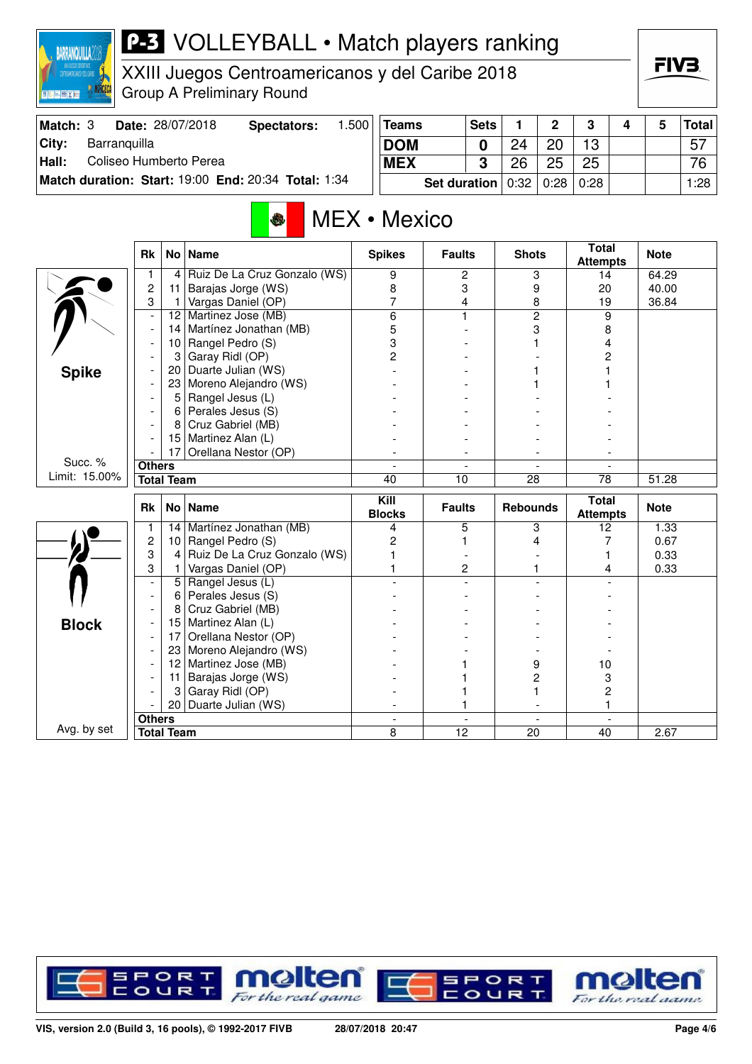# P-3 VOLLEYBALL • Match players ranking

XXIII Juegos Centroamericanos y del Caribe 2018
Group A Preliminary Round

| Match: 3 | Date: 28/07/2018 | Spectators: | 1.500 |
|---|---|---|---|
| City: | Barranquilla | | |
| Hall: | Coliseo Humberto Perea | | |
| Match duration: | Start: 19:00 | End: 20:34 | Total: 1:34 |

| Teams | Sets | 1 | 2 | 3 | 4 | 5 | Total |
|---|---|---|---|---|---|---|---|
| DOM | 0 | 24 | 20 | 13 | | | 57 |
| MEX | 3 | 26 | 25 | 25 | | | 76 |
| Set duration | | 0:32 | 0:28 | 0:28 | | | 1:28 |

## MEX • Mexico

### Spike

Succ. % Limit: 15.00%

| Rk | No | Name | Spikes | Faults | Shots | Total Attempts | Note |
|---|---|---|---|---|---|---|---|
| 1 | 4 | Ruiz De La Cruz Gonzalo (WS) | 9 | 2 | 3 | 14 | 64.29 |
| 2 | 11 | Barajas Jorge (WS) | 8 | 3 | 9 | 20 | 40.00 |
| 3 | 1 | Vargas Daniel (OP) | 7 | 4 | 8 | 19 | 36.84 |
| - | 12 | Martinez Jose (MB) | 6 | 1 | 2 | 9 | |
| - | 14 | Martínez Jonathan (MB) | 5 | - | 3 | 8 | |
| - | 10 | Rangel Pedro (S) | 3 | - | 1 | 4 | |
| - | 3 | Garay Ridl (OP) | 2 | - | - | 2 | |
| - | 20 | Duarte Julian (WS) | - | - | 1 | 1 | |
| - | 23 | Moreno Alejandro (WS) | - | - | 1 | 1 | |
| - | 5 | Rangel Jesus (L) | - | - | - | - | |
| - | 6 | Perales Jesus (S) | - | - | - | - | |
| - | 8 | Cruz Gabriel (MB) | - | - | - | - | |
| - | 15 | Martinez Alan (L) | - | - | - | - | |
| - | 17 | Orellana Nestor (OP) | - | - | - | - | |
| Others | | | - | - | - | - | |
| Total Team | | | 40 | 10 | 28 | 78 | 51.28 |

### Block

Avg. by set

| Rk | No | Name | Kill Blocks | Faults | Rebounds | Total Attempts | Note |
|---|---|---|---|---|---|---|---|
| 1 | 14 | Martínez Jonathan (MB) | 4 | 5 | 3 | 12 | 1.33 |
| 2 | 10 | Rangel Pedro (S) | 2 | 1 | 4 | 7 | 0.67 |
| 3 | 4 | Ruiz De La Cruz Gonzalo (WS) | 1 | - | - | 1 | 0.33 |
| 3 | 1 | Vargas Daniel (OP) | 1 | 2 | 1 | 4 | 0.33 |
| - | 5 | Rangel Jesus (L) | - | - | - | - | |
| - | 6 | Perales Jesus (S) | - | - | - | - | |
| - | 8 | Cruz Gabriel (MB) | - | - | - | - | |
| - | 15 | Martinez Alan (L) | - | - | - | - | |
| - | 17 | Orellana Nestor (OP) | - | - | - | - | |
| - | 23 | Moreno Alejandro (WS) | - | - | - | - | |
| - | 12 | Martinez Jose (MB) | - | 1 | 9 | 10 | |
| - | 11 | Barajas Jorge (WS) | - | 1 | 2 | 3 | |
| - | 3 | Garay Ridl (OP) | - | 1 | 1 | 2 | |
| - | 20 | Duarte Julian (WS) | - | 1 | - | 1 | |
| Others | | | - | - | - | - | |
| Total Team | | | 8 | 12 | 20 | 40 | 2.67 |

VIS, version 2.0 (Build 3, 16 pools), © 1992-2017 FIVB 28/07/2018 20:47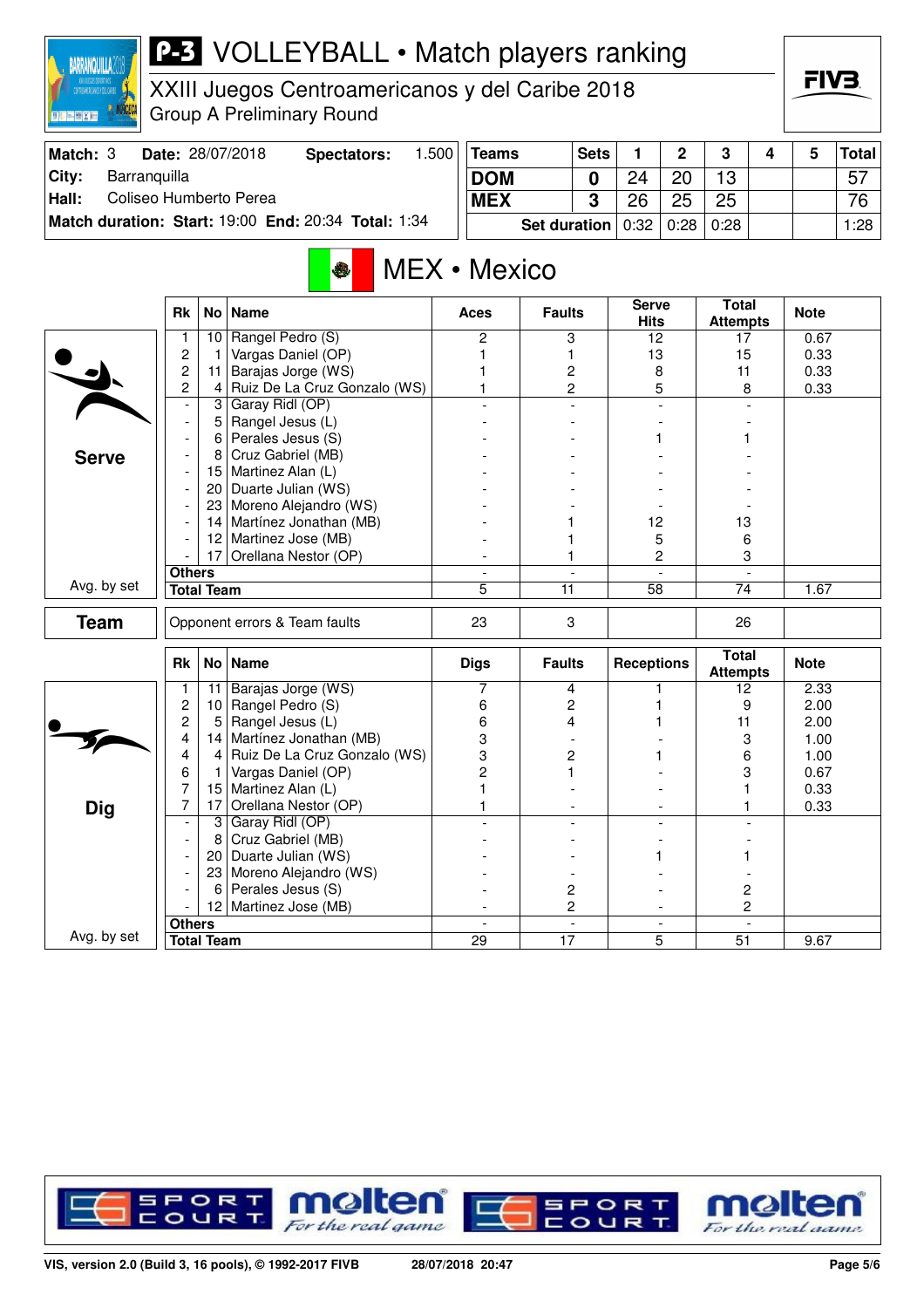# P-3 VOLLEYBALL • Match players ranking

XXIII Juegos Centroamericanos y del Caribe 2018
Group A Preliminary Round

| Match: 3 | Date: 28/07/2018 | Spectators: | 1.500 |
|---|---|---|---|
| City: | Barranquilla | | |
| Hall: | Coliseo Humberto Perea | | |
| Match duration: | Start: 19:00 | End: 20:34 | Total: 1:34 |

| Teams | Sets | 1 | 2 | 3 | 4 | 5 | Total |
|---|---|---|---|---|---|---|---|
| DOM | 0 | 24 | 20 | 13 | | | 57 |
| MEX | 3 | 26 | 25 | 25 | | | 76 |
| Set duration | | 0:32 | 0:28 | 0:28 | | | 1:28 |

## MEX • Mexico

### Serve

| Rk | No | Name | Aces | Faults | Serve Hits | Total Attempts | Note |
|---|---|---|---|---|---|---|---|
| 1 | 10 | Rangel Pedro (S) | 2 | 3 | 12 | 17 | 0.67 |
| 2 | 1 | Vargas Daniel (OP) | 1 | 1 | 13 | 15 | 0.33 |
| 2 | 11 | Barajas Jorge (WS) | 1 | 2 | 8 | 11 | 0.33 |
| 2 | 4 | Ruiz De La Cruz Gonzalo (WS) | 1 | 2 | 5 | 8 | 0.33 |
| - | 3 | Garay Ridl (OP) | - | - | - | - | |
| - | 5 | Rangel Jesus (L) | - | - | - | - | |
| - | 6 | Perales Jesus (S) | - | - | 1 | 1 | |
| - | 8 | Cruz Gabriel (MB) | - | - | - | - | |
| - | 15 | Martinez Alan (L) | - | - | - | - | |
| - | 20 | Duarte Julian (WS) | - | - | - | - | |
| - | 23 | Moreno Alejandro (WS) | - | - | - | - | |
| - | 14 | Martínez Jonathan (MB) | - | 1 | 12 | 13 | |
| - | 12 | Martinez Jose (MB) | - | 1 | 5 | 6 | |
| - | 17 | Orellana Nestor (OP) | - | 1 | 2 | 3 | |
| Others | | | - | - | - | - | |
| Total Team | | | 5 | 11 | 58 | 74 | 1.67 |

Avg. by set

### Team

| | Aces | Faults | | Total Attempts | Note |
|---|---|---|---|---|---|
| Opponent errors & Team faults | 23 | 3 | | 26 | |

### Dig

| Rk | No | Name | Digs | Faults | Receptions | Total Attempts | Note |
|---|---|---|---|---|---|---|---|
| 1 | 11 | Barajas Jorge (WS) | 7 | 4 | 1 | 12 | 2.33 |
| 2 | 10 | Rangel Pedro (S) | 6 | 2 | 1 | 9 | 2.00 |
| 2 | 5 | Rangel Jesus (L) | 6 | 4 | 1 | 11 | 2.00 |
| 4 | 14 | Martínez Jonathan (MB) | 3 | - | - | 3 | 1.00 |
| 4 | 4 | Ruiz De La Cruz Gonzalo (WS) | 3 | 2 | 1 | 6 | 1.00 |
| 6 | 1 | Vargas Daniel (OP) | 2 | 1 | - | 3 | 0.67 |
| 7 | 15 | Martinez Alan (L) | 1 | - | - | 1 | 0.33 |
| 7 | 17 | Orellana Nestor (OP) | 1 | - | - | 1 | 0.33 |
| - | 3 | Garay Ridl (OP) | - | - | - | - | |
| - | 8 | Cruz Gabriel (MB) | - | - | - | - | |
| - | 20 | Duarte Julian (WS) | - | - | 1 | 1 | |
| - | 23 | Moreno Alejandro (WS) | - | - | - | - | |
| - | 6 | Perales Jesus (S) | - | 2 | - | 2 | |
| - | 12 | Martinez Jose (MB) | - | 2 | - | 2 | |
| Others | | | - | - | - | - | |
| Total Team | | | 29 | 17 | 5 | 51 | 9.67 |

Avg. by set

VIS, version 2.0 (Build 3, 16 pools), © 1992-2017 FIVB    28/07/2018 20:47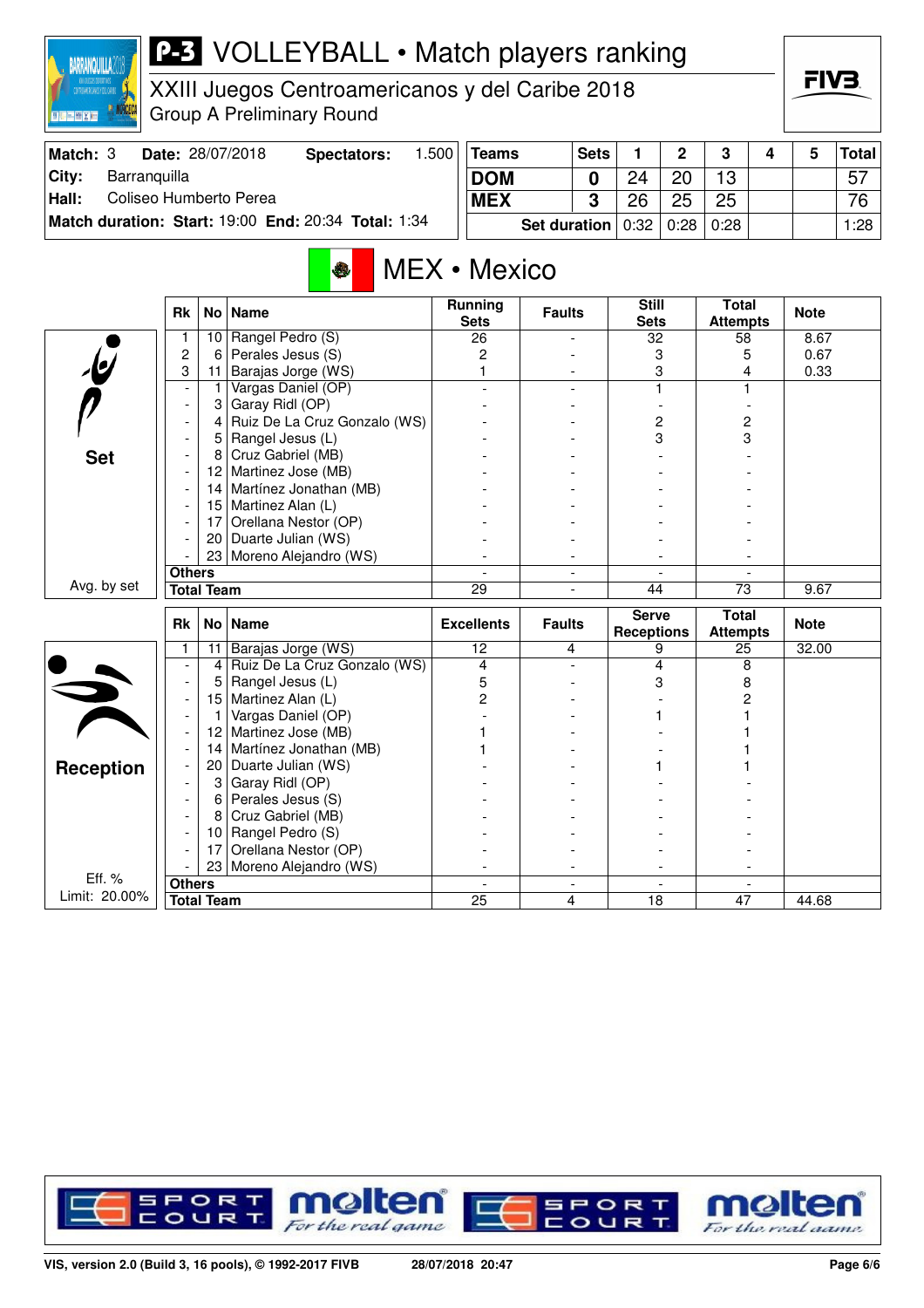# P-3 VOLLEYBALL • Match players ranking

XXIII Juegos Centroamericanos y del Caribe 2018
Group A Preliminary Round

| | | | |
|---|---|---|---|
| **Match:** 3 | **Date:** 28/07/2018 | **Spectators:** | 1.500 |
| **City:** | Barranquilla | | |
| **Hall:** | Coliseo Humberto Perea | | |
| **Match duration: Start:** 19:00 | **End:** 20:34 | **Total:** 1:34 | |

| Teams | Sets | 1 | 2 | 3 | 4 | 5 | Total |
|---|---|---|---|---|---|---|---|
| DOM | 0 | 24 | 20 | 13 | | | 57 |
| MEX | 3 | 26 | 25 | 25 | | | 76 |
| Set duration | | 0:32 | 0:28 | 0:28 | | | 1:28 |

## MEX • Mexico

### Set

| Rk | No | Name | Running Sets | Faults | Still Sets | Total Attempts | Note |
|---|---|---|---|---|---|---|---|
| 1 | 10 | Rangel Pedro (S) | 26 | - | 32 | 58 | 8.67 |
| 2 | 6 | Perales Jesus (S) | 2 | - | 3 | 5 | 0.67 |
| 3 | 11 | Barajas Jorge (WS) | 1 | - | 3 | 4 | 0.33 |
| - | 1 | Vargas Daniel (OP) | - | - | 1 | 1 | |
| - | 3 | Garay Ridl (OP) | - | - | - | - | |
| - | 4 | Ruiz De La Cruz Gonzalo (WS) | - | - | 2 | 2 | |
| - | 5 | Rangel Jesus (L) | - | - | 3 | 3 | |
| - | 8 | Cruz Gabriel (MB) | - | - | - | - | |
| - | 12 | Martinez Jose (MB) | - | - | - | - | |
| - | 14 | Martínez Jonathan (MB) | - | - | - | - | |
| - | 15 | Martinez Alan (L) | - | - | - | - | |
| - | 17 | Orellana Nestor (OP) | - | - | - | - | |
| - | 20 | Duarte Julian (WS) | - | - | - | - | |
| - | 23 | Moreno Alejandro (WS) | - | - | - | - | |
| Others | | | - | - | - | - | |
| Total Team | | | 29 | - | 44 | 73 | 9.67 |

Avg. by set

### Reception

| Rk | No | Name | Excellents | Faults | Serve Receptions | Total Attempts | Note |
|---|---|---|---|---|---|---|---|
| 1 | 11 | Barajas Jorge (WS) | 12 | 4 | 9 | 25 | 32.00 |
| - | 4 | Ruiz De La Cruz Gonzalo (WS) | 4 | - | 4 | 8 | |
| - | 5 | Rangel Jesus (L) | 5 | - | 3 | 8 | |
| - | 15 | Martinez Alan (L) | 2 | - | - | 2 | |
| - | 1 | Vargas Daniel (OP) | - | - | 1 | 1 | |
| - | 12 | Martinez Jose (MB) | 1 | - | - | 1 | |
| - | 14 | Martínez Jonathan (MB) | 1 | - | - | 1 | |
| - | 20 | Duarte Julian (WS) | - | - | 1 | 1 | |
| - | 3 | Garay Ridl (OP) | - | - | - | - | |
| - | 6 | Perales Jesus (S) | - | - | - | - | |
| - | 8 | Cruz Gabriel (MB) | - | - | - | - | |
| - | 10 | Rangel Pedro (S) | - | - | - | - | |
| - | 17 | Orellana Nestor (OP) | - | - | - | - | |
| - | 23 | Moreno Alejandro (WS) | - | - | - | - | |
| Others | | | - | - | - | - | |
| Total Team | | | 25 | 4 | 18 | 47 | 44.68 |

Eff. %
Limit: 20.00%

VIS, version 2.0 (Build 3, 16 pools), © 1992-2017 FIVB 28/07/2018 20:47